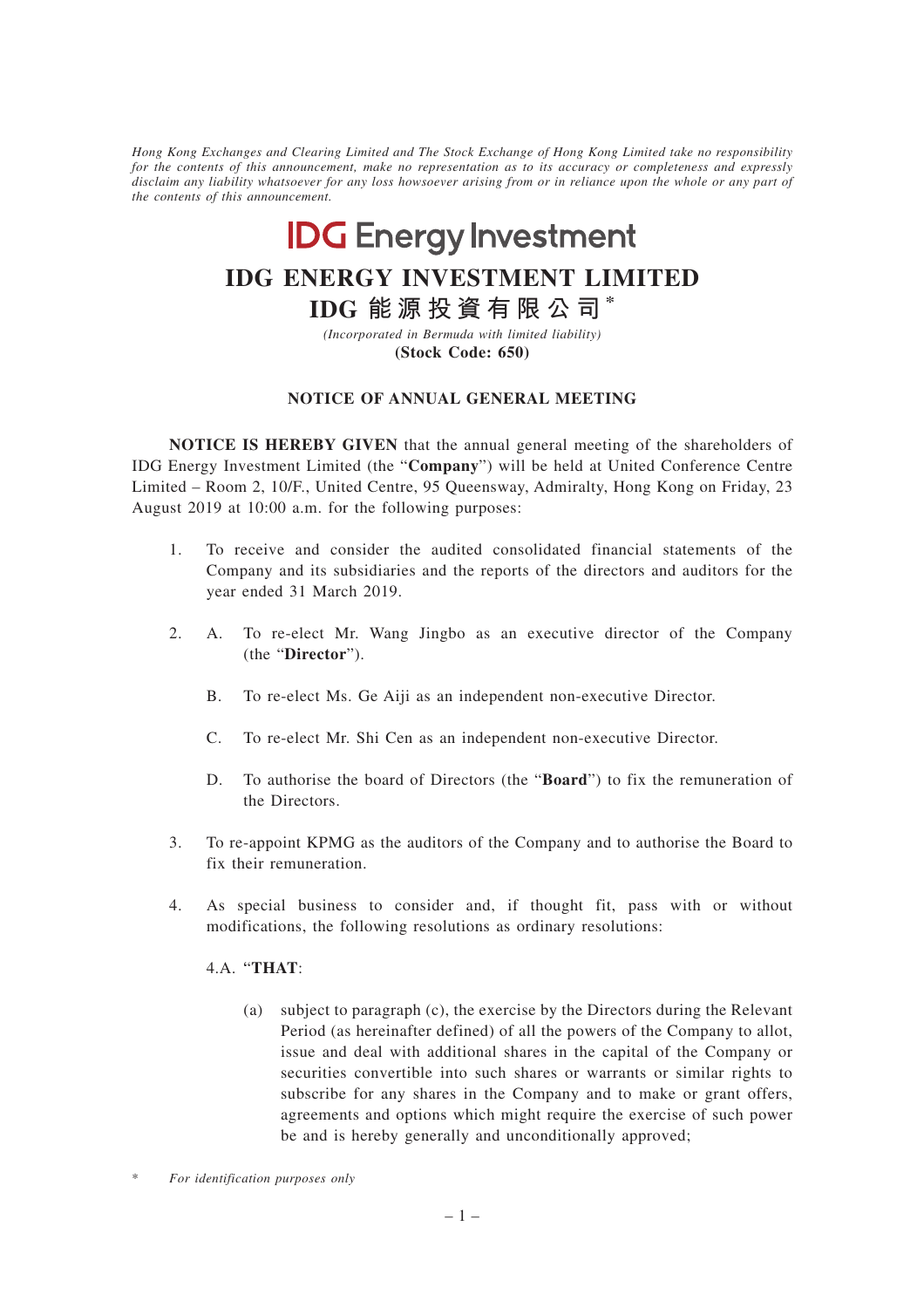*Hong Kong Exchanges and Clearing Limited and The Stock Exchange of Hong Kong Limited take no responsibility for the contents of this announcement, make no representation as to its accuracy or completeness and expressly disclaim any liability whatsoever for any loss howsoever arising from or in reliance upon the whole or any part of the contents of this announcement.*

IDG Energy Investment

# IDG ENERGY INVESTMENT LIMITED

# IDG 能源投資有限公司*

*(Incorporated in Bermuda with limited liability)*

**(Stock Code: 650)**

## NOTICE OF ANNUAL GENERAL MEETING

**NOTICE IS HEREBY GIVEN** that the annual general meeting of the shareholders of IDG Energy Investment Limited (the "**Company**") will be held at United Conference Centre Limited – Room 2, 10/F., United Centre, 95 Queensway, Admiralty, Hong Kong on Friday, 23 August 2019 at 10:00 a.m. for the following purposes:

1. To receive and consider the audited consolidated financial statements of the Company and its subsidiaries and the reports of the directors and auditors for the year ended 31 March 2019.

2. A. To re-elect Mr. Wang Jingbo as an executive director of the Company (the "**Director**").

   B. To re-elect Ms. Ge Aiji as an independent non-executive Director.

   C. To re-elect Mr. Shi Cen as an independent non-executive Director.

   D. To authorise the board of Directors (the "**Board**") to fix the remuneration of the Directors.

3. To re-appoint KPMG as the auditors of the Company and to authorise the Board to fix their remuneration.

4. As special business to consider and, if thought fit, pass with or without modifications, the following resolutions as ordinary resolutions:

   4.A. "**THAT**:

   (a) subject to paragraph (c), the exercise by the Directors during the Relevant Period (as hereinafter defined) of all the powers of the Company to allot, issue and deal with additional shares in the capital of the Company or securities convertible into such shares or warrants or similar rights to subscribe for any shares in the Company and to make or grant offers, agreements and options which might require the exercise of such power be and is hereby generally and unconditionally approved;

\* *For identification purposes only*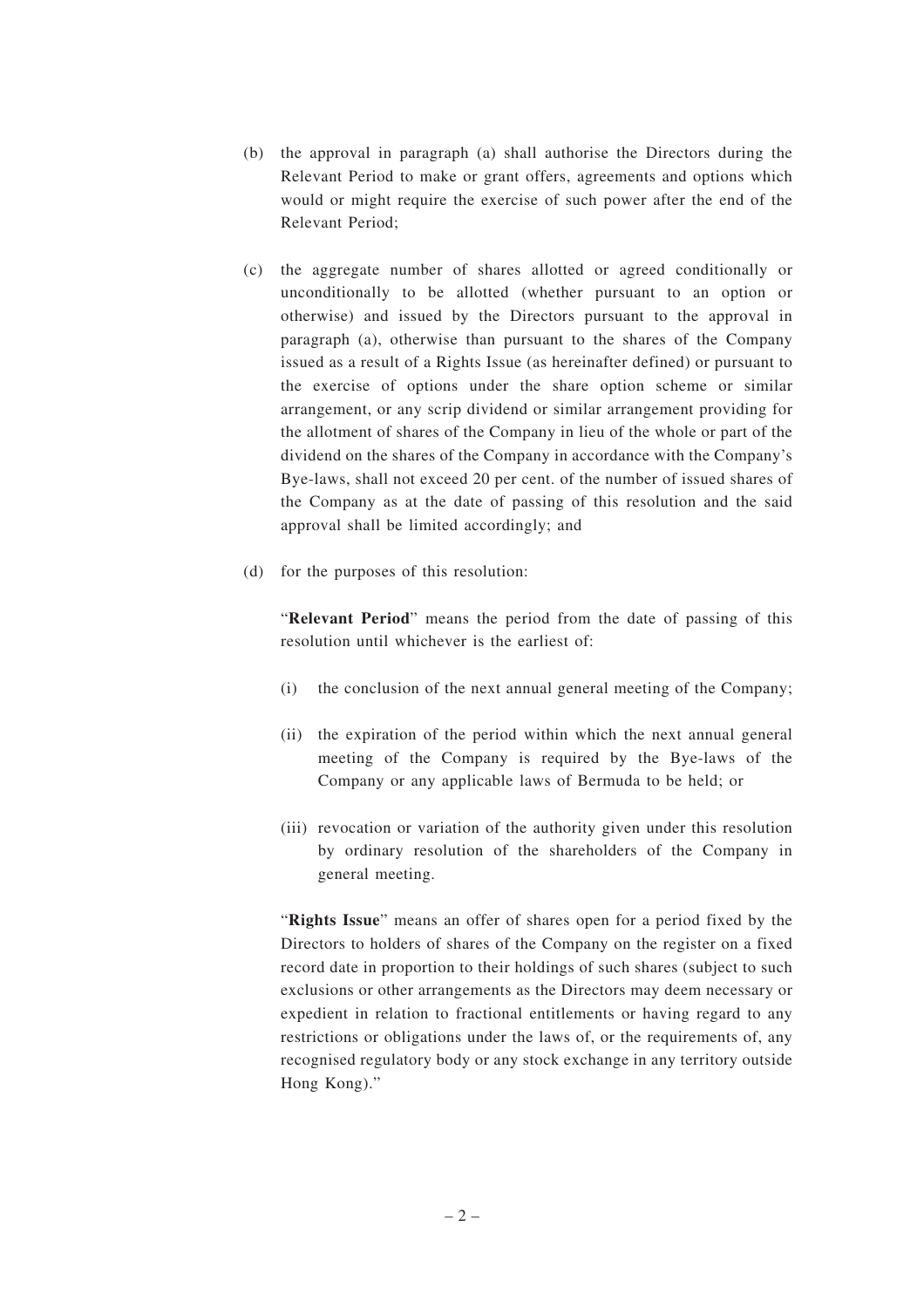(b) the approval in paragraph (a) shall authorise the Directors during the Relevant Period to make or grant offers, agreements and options which would or might require the exercise of such power after the end of the Relevant Period;

(c) the aggregate number of shares allotted or agreed conditionally or unconditionally to be allotted (whether pursuant to an option or otherwise) and issued by the Directors pursuant to the approval in paragraph (a), otherwise than pursuant to the shares of the Company issued as a result of a Rights Issue (as hereinafter defined) or pursuant to the exercise of options under the share option scheme or similar arrangement, or any scrip dividend or similar arrangement providing for the allotment of shares of the Company in lieu of the whole or part of the dividend on the shares of the Company in accordance with the Company's Bye-laws, shall not exceed 20 per cent. of the number of issued shares of the Company as at the date of passing of this resolution and the said approval shall be limited accordingly; and

(d) for the purposes of this resolution:

"**Relevant Period**" means the period from the date of passing of this resolution until whichever is the earliest of:

(i) the conclusion of the next annual general meeting of the Company;

(ii) the expiration of the period within which the next annual general meeting of the Company is required by the Bye-laws of the Company or any applicable laws of Bermuda to be held; or

(iii) revocation or variation of the authority given under this resolution by ordinary resolution of the shareholders of the Company in general meeting.

"**Rights Issue**" means an offer of shares open for a period fixed by the Directors to holders of shares of the Company on the register on a fixed record date in proportion to their holdings of such shares (subject to such exclusions or other arrangements as the Directors may deem necessary or expedient in relation to fractional entitlements or having regard to any restrictions or obligations under the laws of, or the requirements of, any recognised regulatory body or any stock exchange in any territory outside Hong Kong)."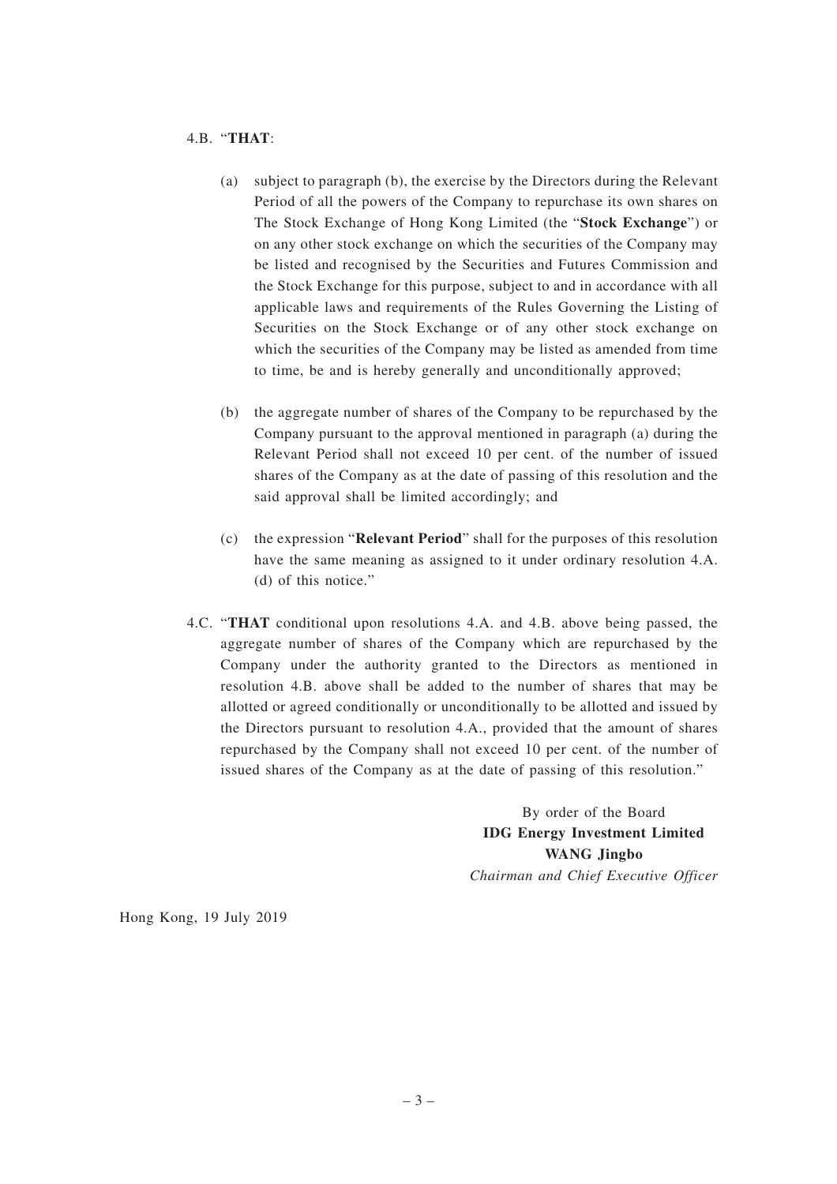4.B. "**THAT**:

(a) subject to paragraph (b), the exercise by the Directors during the Relevant Period of all the powers of the Company to repurchase its own shares on The Stock Exchange of Hong Kong Limited (the "**Stock Exchange**") or on any other stock exchange on which the securities of the Company may be listed and recognised by the Securities and Futures Commission and the Stock Exchange for this purpose, subject to and in accordance with all applicable laws and requirements of the Rules Governing the Listing of Securities on the Stock Exchange or of any other stock exchange on which the securities of the Company may be listed as amended from time to time, be and is hereby generally and unconditionally approved;

(b) the aggregate number of shares of the Company to be repurchased by the Company pursuant to the approval mentioned in paragraph (a) during the Relevant Period shall not exceed 10 per cent. of the number of issued shares of the Company as at the date of passing of this resolution and the said approval shall be limited accordingly; and

(c) the expression "**Relevant Period**" shall for the purposes of this resolution have the same meaning as assigned to it under ordinary resolution 4.A. (d) of this notice."

4.C. "**THAT** conditional upon resolutions 4.A. and 4.B. above being passed, the aggregate number of shares of the Company which are repurchased by the Company under the authority granted to the Directors as mentioned in resolution 4.B. above shall be added to the number of shares that may be allotted or agreed conditionally or unconditionally to be allotted and issued by the Directors pursuant to resolution 4.A., provided that the amount of shares repurchased by the Company shall not exceed 10 per cent. of the number of issued shares of the Company as at the date of passing of this resolution."

By order of the Board
**IDG Energy Investment Limited**
**WANG Jingbo**
*Chairman and Chief Executive Officer*

Hong Kong, 19 July 2019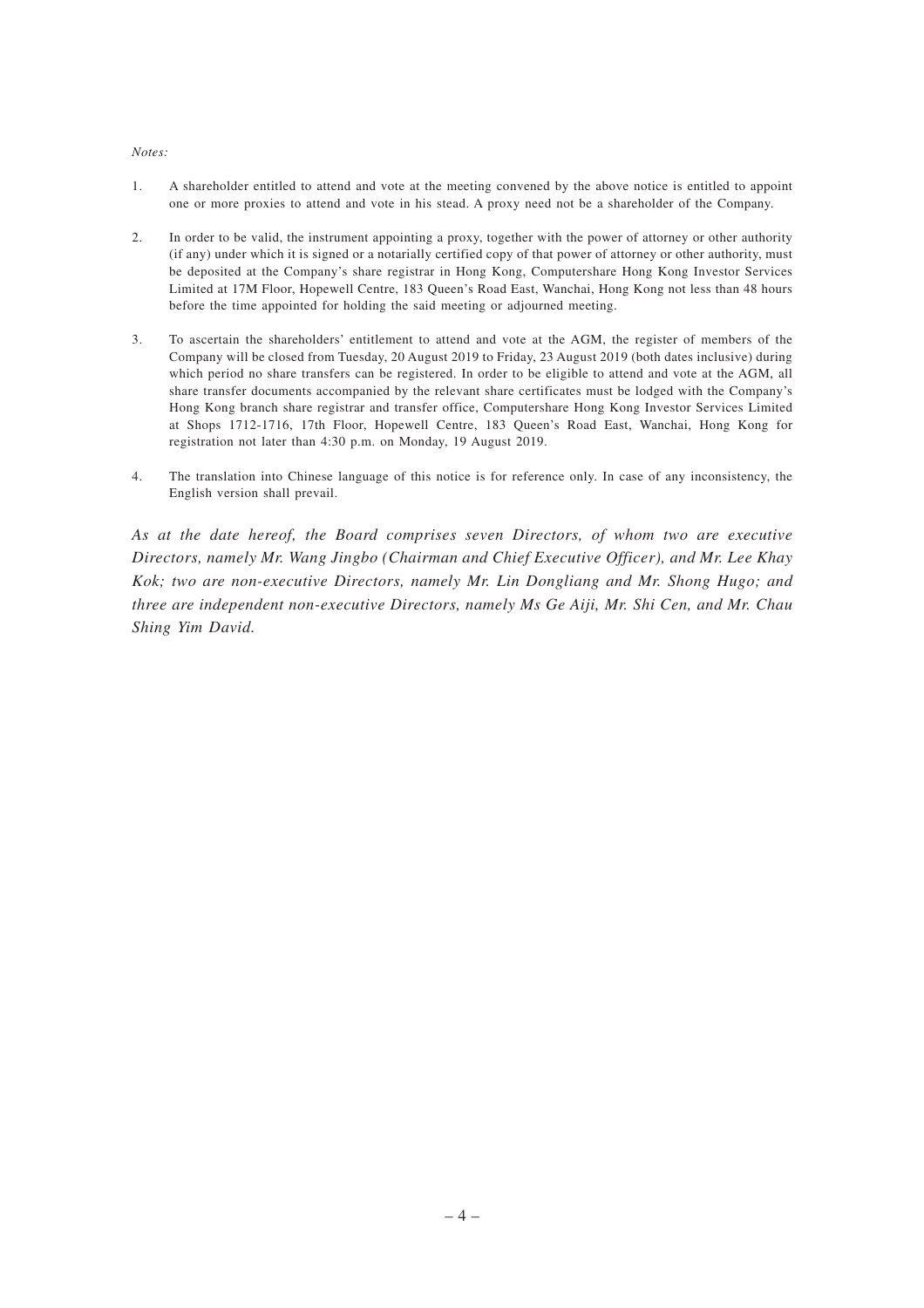*Notes:*

1. A shareholder entitled to attend and vote at the meeting convened by the above notice is entitled to appoint one or more proxies to attend and vote in his stead. A proxy need not be a shareholder of the Company.

2. In order to be valid, the instrument appointing a proxy, together with the power of attorney or other authority (if any) under which it is signed or a notarially certified copy of that power of attorney or other authority, must be deposited at the Company's share registrar in Hong Kong, Computershare Hong Kong Investor Services Limited at 17M Floor, Hopewell Centre, 183 Queen's Road East, Wanchai, Hong Kong not less than 48 hours before the time appointed for holding the said meeting or adjourned meeting.

3. To ascertain the shareholders' entitlement to attend and vote at the AGM, the register of members of the Company will be closed from Tuesday, 20 August 2019 to Friday, 23 August 2019 (both dates inclusive) during which period no share transfers can be registered. In order to be eligible to attend and vote at the AGM, all share transfer documents accompanied by the relevant share certificates must be lodged with the Company's Hong Kong branch share registrar and transfer office, Computershare Hong Kong Investor Services Limited at Shops 1712-1716, 17th Floor, Hopewell Centre, 183 Queen's Road East, Wanchai, Hong Kong for registration not later than 4:30 p.m. on Monday, 19 August 2019.

4. The translation into Chinese language of this notice is for reference only. In case of any inconsistency, the English version shall prevail.

*As at the date hereof, the Board comprises seven Directors, of whom two are executive Directors, namely Mr. Wang Jingbo (Chairman and Chief Executive Officer), and Mr. Lee Khay Kok; two are non-executive Directors, namely Mr. Lin Dongliang and Mr. Shong Hugo; and three are independent non-executive Directors, namely Ms Ge Aiji, Mr. Shi Cen, and Mr. Chau Shing Yim David.*